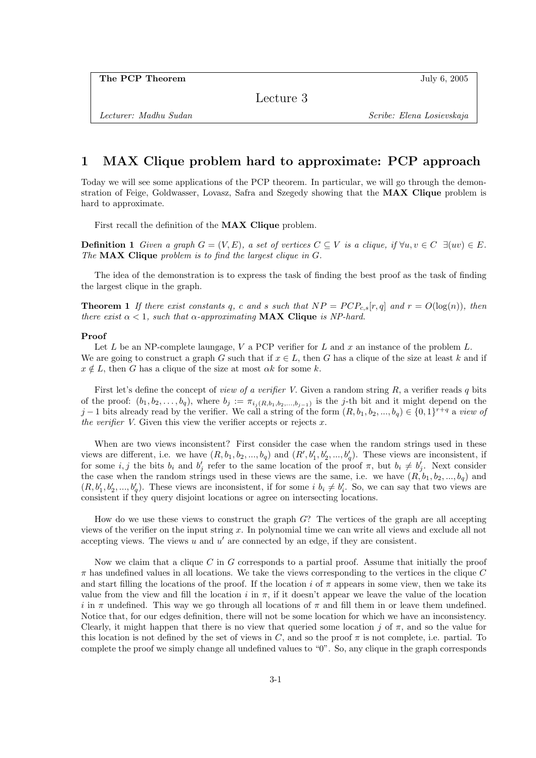| **The PCP Theorem** | July 6, 2005 |
|---|---|
| Lecture 3 | |
| *Lecturer: Madhu Sudan* | *Scribe: Elena Losievskaja* |

# 1 MAX Clique problem hard to approximate: PCP approach

Today we will see some applications of the PCP theorem. In particular, we will go through the demonstration of Feige, Goldwasser, Lovasz, Safra and Szegedy showing that the **MAX Clique** problem is hard to approximate.

First recall the definition of the **MAX Clique** problem.

**Definition 1** *Given a graph $G = (V, E)$, a set of vertices $C \subseteq V$ is a clique, if $\forall u, v \in C \;\; \exists (uv) \in E$. The* **MAX Clique** *problem is to find the largest clique in $G$.*

The idea of the demonstration is to express the task of finding the best proof as the task of finding the largest clique in the graph.

**Theorem 1** *If there exist constants $q$, $c$ and $s$ such that $NP = PCP_{c,s}[r, q]$ and $r = O(\log(n))$, then there exist $\alpha < 1$, such that $\alpha$-approximating* **MAX Clique** *is NP-hard.*

**Proof**

Let $L$ be an NP-complete laungage, $V$ a PCP verifier for $L$ and $x$ an instance of the problem $L$. We are going to construct a graph $G$ such that if $x \in L$, then $G$ has a clique of the size at least $k$ and if $x \notin L$, then $G$ has a clique of the size at most $\alpha k$ for some $k$.

First let's define the concept of *view of a verifier V*. Given a random string $R$, a verifier reads $q$ bits of the proof: $(b_1, b_2, \ldots, b_q)$, where $b_j := \pi_{i_j(R, b_1, b_2, \ldots, b_{j-1})}$ is the $j$-th bit and it might depend on the $j-1$ bits already read by the verifier. We call a string of the form $(R, b_1, b_2, ..., b_q) \in \{0, 1\}^{r+q}$ a *view of the verifier V*. Given this view the verifier accepts or rejects $x$.

When are two views inconsistent? First consider the case when the random strings used in these views are different, i.e. we have $(R, b_1, b_2, ..., b_q)$ and $(R', b'_1, b'_2, ..., b'_q)$. These views are inconsistent, if for some $i, j$ the bits $b_i$ and $b'_j$ refer to the same location of the proof $\pi$, but $b_i \neq b'_j$. Next consider the case when the random strings used in these views are the same, i.e. we have $(R, b_1, b_2, ..., b_q)$ and $(R, b'_1, b'_2, ..., b'_q)$. These views are inconsistent, if for some $i$ $b_i \neq b'_i$. So, we can say that two views are consistent if they query disjoint locations or agree on intersecting locations.

How do we use these views to construct the graph $G$? The vertices of the graph are all accepting views of the verifier on the input string $x$. In polynomial time we can write all views and exclude all not accepting views. The views $u$ and $u'$ are connected by an edge, if they are consistent.

Now we claim that a clique $C$ in $G$ corresponds to a partial proof. Assume that initially the proof $\pi$ has undefined values in all locations. We take the views corresponding to the vertices in the clique $C$ and start filling the locations of the proof. If the location $i$ of $\pi$ appears in some view, then we take its value from the view and fill the location $i$ in $\pi$, if it doesn't appear we leave the value of the location $i$ in $\pi$ undefined. This way we go through all locations of $\pi$ and fill them in or leave them undefined. Notice that, for our edges definition, there will not be some location for which we have an inconsistency. Clearly, it might happen that there is no view that queried some location $j$ of $\pi$, and so the value for this location is not defined by the set of views in $C$, and so the proof $\pi$ is not complete, i.e. partial. To complete the proof we simply change all undefined values to "0". So, any clique in the graph corresponds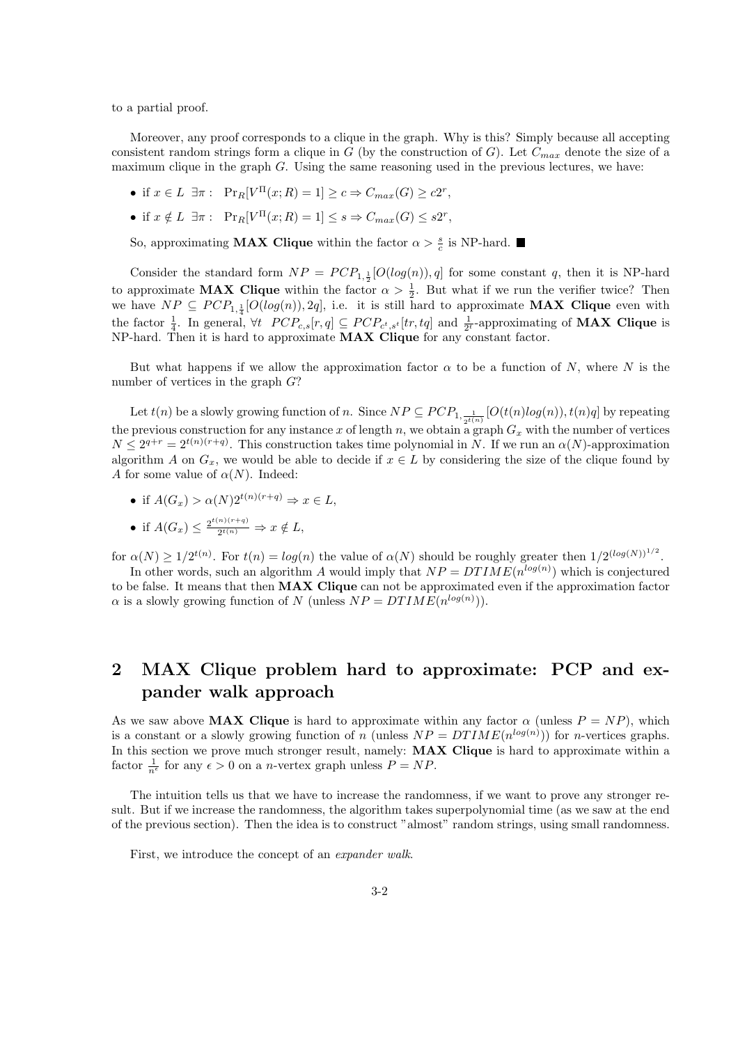to a partial proof.

Moreover, any proof corresponds to a clique in the graph. Why is this? Simply because all accepting consistent random strings form a clique in $G$ (by the construction of $G$). Let $C_{max}$ denote the size of a maximum clique in the graph $G$. Using the same reasoning used in the previous lectures, we have:

- if $x \in L \;\; \exists \pi : \;\; \Pr_R[V^{\Pi}(x;R) = 1] \geq c \Rightarrow C_{max}(G) \geq c2^r$,
- if $x \notin L \;\; \exists \pi : \;\; \Pr_R[V^{\Pi}(x;R) = 1] \leq s \Rightarrow C_{max}(G) \leq s2^r$,

So, approximating **MAX Clique** within the factor $\alpha > \frac{s}{c}$ is NP-hard. ■

Consider the standard form $NP = PCP_{1,\frac{1}{2}}[O(log(n)), q]$ for some constant $q$, then it is NP-hard to approximate **MAX Clique** within the factor $\alpha > \frac{1}{2}$. But what if we run the verifier twice? Then we have $NP \subseteq PCP_{1,\frac{1}{4}}[O(log(n)), 2q]$, i.e. it is still hard to approximate **MAX Clique** even with the factor $\frac{1}{4}$. In general, $\forall t \;\; PCP_{c,s}[r,q] \subseteq PCP_{c^t,s^t}[tr, tq]$ and $\frac{1}{2^t}$-approximating of **MAX Clique** is NP-hard. Then it is hard to approximate **MAX Clique** for any constant factor.

But what happens if we allow the approximation factor $\alpha$ to be a function of $N$, where $N$ is the number of vertices in the graph $G$?

Let $t(n)$ be a slowly growing function of $n$. Since $NP \subseteq PCP_{1,\frac{1}{2^{t(n)}}}[O(t(n)log(n)), t(n)q]$ by repeating the previous construction for any instance $x$ of length $n$, we obtain a graph $G_x$ with the number of vertices $N \leq 2^{q+r} = 2^{t(n)(r+q)}$. This construction takes time polynomial in $N$. If we run an $\alpha(N)$-approximation algorithm $A$ on $G_x$, we would be able to decide if $x \in L$ by considering the size of the clique found by $A$ for some value of $\alpha(N)$. Indeed:

- if $A(G_x) > \alpha(N)2^{t(n)(r+q)} \Rightarrow x \in L$,
- if $A(G_x) \leq \frac{2^{t(n)(r+q)}}{2^{t(n)}} \Rightarrow x \notin L$,

for $\alpha(N) \geq 1/2^{t(n)}$. For $t(n) = log(n)$ the value of $\alpha(N)$ should be roughly greater then $1/2^{(log(N))^{1/2}}$.

In other words, such an algorithm $A$ would imply that $NP = DTIME(n^{log(n)})$ which is conjectured to be false. It means that then **MAX Clique** can not be approximated even if the approximation factor $\alpha$ is a slowly growing function of $N$ (unless $NP = DTIME(n^{log(n)})$).

## 2 MAX Clique problem hard to approximate: PCP and expander walk approach

As we saw above **MAX Clique** is hard to approximate within any factor $\alpha$ (unless $P = NP$), which is a constant or a slowly growing function of $n$ (unless $NP = DTIME(n^{log(n)})$) for $n$-vertices graphs. In this section we prove much stronger result, namely: **MAX Clique** is hard to approximate within a factor $\frac{1}{n^{\epsilon}}$ for any $\epsilon > 0$ on a $n$-vertex graph unless $P = NP$.

The intuition tells us that we have to increase the randomness, if we want to prove any stronger result. But if we increase the randomness, the algorithm takes superpolynomial time (as we saw at the end of the previous section). Then the idea is to construct "almost" random strings, using small randomness.

First, we introduce the concept of an *expander walk*.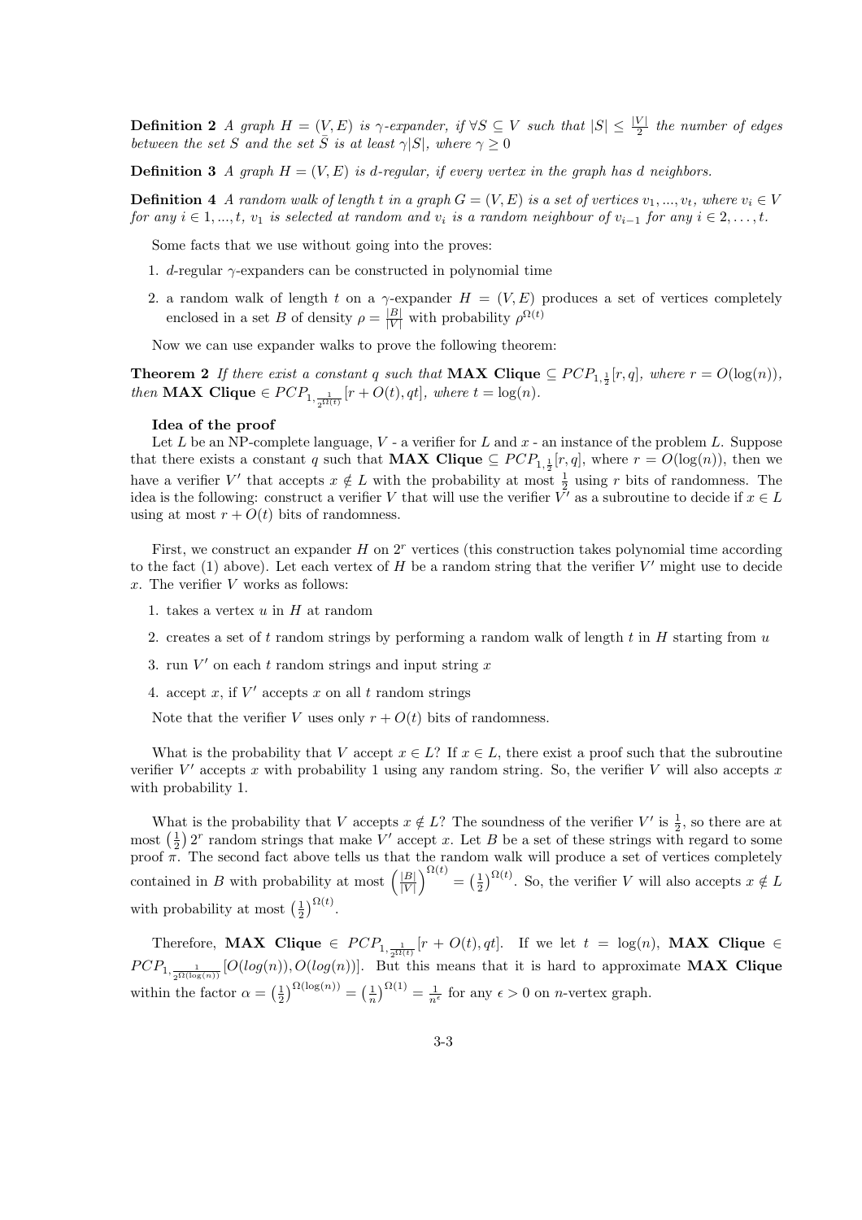**Definition 2** *A graph $H = (V, E)$ is $\gamma$-expander, if $\forall S \subseteq V$ such that $|S| \leq \frac{|V|}{2}$ the number of edges between the set $S$ and the set $\bar{S}$ is at least $\gamma|S|$, where $\gamma \geq 0$*

**Definition 3** *A graph $H = (V, E)$ is $d$-regular, if every vertex in the graph has $d$ neighbors.*

**Definition 4** *A random walk of length $t$ in a graph $G = (V, E)$ is a set of vertices $v_1, ..., v_t$, where $v_i \in V$ for any $i \in 1, ..., t$, $v_1$ is selected at random and $v_i$ is a random neighbour of $v_{i-1}$ for any $i \in 2, \ldots, t$.*

Some facts that we use without going into the proves:

1. $d$-regular $\gamma$-expanders can be constructed in polynomial time
2. a random walk of length $t$ on a $\gamma$-expander $H = (V, E)$ produces a set of vertices completely enclosed in a set $B$ of density $\rho = \frac{|B|}{|V|}$ with probability $\rho^{\Omega(t)}$

Now we can use expander walks to prove the following theorem:

**Theorem 2** *If there exist a constant $q$ such that* **MAX Clique** $\subseteq PCP_{1,\frac{1}{2}}[r, q]$*, where $r = O(\log(n))$, then* **MAX Clique** $\in PCP_{1,\frac{1}{2^{\Omega(t)}}}[r + O(t), qt]$*, where $t = \log(n)$.*

**Idea of the proof**

Let $L$ be an NP-complete language, $V$ - a verifier for $L$ and $x$ - an instance of the problem $L$. Suppose that there exists a constant $q$ such that **MAX Clique** $\subseteq PCP_{1,\frac{1}{2}}[r, q]$, where $r = O(\log(n))$, then we have a verifier $V'$ that accepts $x \notin L$ with the probability at most $\frac{1}{2}$ using $r$ bits of randomness. The idea is the following: construct a verifier $V$ that will use the verifier $V'$ as a subroutine to decide if $x \in L$ using at most $r + O(t)$ bits of randomness.

First, we construct an expander $H$ on $2^r$ vertices (this construction takes polynomial time according to the fact (1) above). Let each vertex of $H$ be a random string that the verifier $V'$ might use to decide $x$. The verifier $V$ works as follows:

1. takes a vertex $u$ in $H$ at random
2. creates a set of $t$ random strings by performing a random walk of length $t$ in $H$ starting from $u$
3. run $V'$ on each $t$ random strings and input string $x$
4. accept $x$, if $V'$ accepts $x$ on all $t$ random strings

Note that the verifier $V$ uses only $r + O(t)$ bits of randomness.

What is the probability that $V$ accept $x \in L$? If $x \in L$, there exist a proof such that the subroutine verifier $V'$ accepts $x$ with probability 1 using any random string. So, the verifier $V$ will also accepts $x$ with probability 1.

What is the probability that $V$ accepts $x \notin L$? The soundness of the verifier $V'$ is $\frac{1}{2}$, so there are at most $\left(\frac{1}{2}\right) 2^r$ random strings that make $V'$ accept $x$. Let $B$ be a set of these strings with regard to some proof $\pi$. The second fact above tells us that the random walk will produce a set of vertices completely contained in $B$ with probability at most $\left(\frac{|B|}{|V|}\right)^{\Omega(t)} = \left(\frac{1}{2}\right)^{\Omega(t)}$. So, the verifier $V$ will also accepts $x \notin L$ with probability at most $\left(\frac{1}{2}\right)^{\Omega(t)}$.

Therefore, **MAX Clique** $\in PCP_{1,\frac{1}{2^{\Omega(t)}}}[r + O(t), qt]$. If we let $t = \log(n)$, **MAX Clique** $\in PCP_{1,\frac{1}{2^{\Omega(\log(n))}}}[O(log(n)), O(log(n))]$. But this means that it is hard to approximate **MAX Clique** within the factor $\alpha = \left(\frac{1}{2}\right)^{\Omega(\log(n))} = \left(\frac{1}{n}\right)^{\Omega(1)} = \frac{1}{n^{\epsilon}}$ for any $\epsilon > 0$ on $n$-vertex graph.